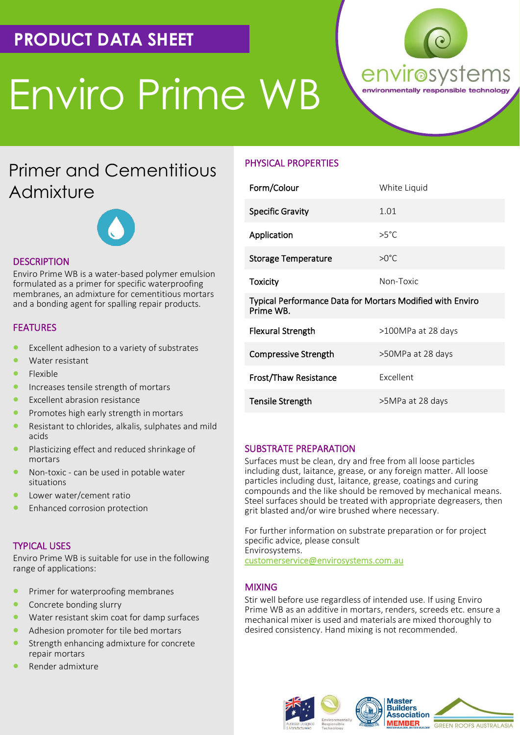PRODUCT DATA SHEET

# Enviro Prime WB

envirosystems
environmentally responsible technology

## Primer and Cementitious Admixture

### DESCRIPTION

Enviro Prime WB is a water-based polymer emulsion formulated as a primer for specific waterproofing membranes, an admixture for cementitious mortars and a bonding agent for spalling repair products.

### FEATURES

- Excellent adhesion to a variety of substrates
- Water resistant
- Flexible
- Increases tensile strength of mortars
- Excellent abrasion resistance
- Promotes high early strength in mortars
- Resistant to chlorides, alkalis, sulphates and mild acids
- Plasticizing effect and reduced shrinkage of mortars
- Non-toxic - can be used in potable water situations
- Lower water/cement ratio
- Enhanced corrosion protection

### TYPICAL USES

Enviro Prime WB is suitable for use in the following range of applications:

- Primer for waterproofing membranes
- Concrete bonding slurry
- Water resistant skim coat for damp surfaces
- Adhesion promoter for tile bed mortars
- Strength enhancing admixture for concrete repair mortars
- Render admixture

### PHYSICAL PROPERTIES

| Property | Value |
|---|---|
| Form/Colour | White Liquid |
| Specific Gravity | 1.01 |
| Application | >5°C |
| Storage Temperature | >0°C |
| Toxicity | Non-Toxic |
| **Typical Performance Data for Mortars Modified with Enviro Prime WB.** | |
| Flexural Strength | >100MPa at 28 days |
| Compressive Strength | >50MPa at 28 days |
| Frost/Thaw Resistance | Excellent |
| Tensile Strength | >5MPa at 28 days |

### SUBSTRATE PREPARATION

Surfaces must be clean, dry and free from all loose particles including dust, laitance, grease, or any foreign matter. All loose particles including dust, laitance, grease, coatings and curing compounds and the like should be removed by mechanical means. Steel surfaces should be treated with appropriate degreasers, then grit blasted and/or wire brushed where necessary.

For further information on substrate preparation or for project specific advice, please consult Envirosystems. customerservice@envirosystems.com.au

### MIXING

Stir well before use regardless of intended use. If using Enviro Prime WB as an additive in mortars, renders, screeds etc. ensure a mechanical mixer is used and materials are mixed thoroughly to desired consistency. Hand mixing is not recommended.

Australian Designed & Manufactured | Environmentally Responsible Technology | Master Builders Association MEMBER | GREEN ROOFS AUSTRALASIA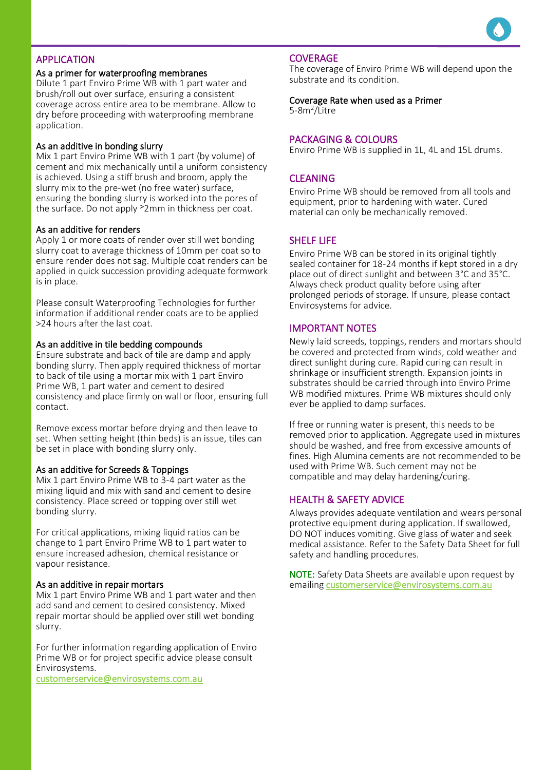## APPLICATION

### As a primer for waterproofing membranes

Dilute 1 part Enviro Prime WB with 1 part water and brush/roll out over surface, ensuring a consistent coverage across entire area to be membrane. Allow to dry before proceeding with waterproofing membrane application.

### As an additive in bonding slurry

Mix 1 part Enviro Prime WB with 1 part (by volume) of cement and mix mechanically until a uniform consistency is achieved. Using a stiff brush and broom, apply the slurry mix to the pre-wet (no free water) surface, ensuring the bonding slurry is worked into the pores of the surface. Do not apply >2mm in thickness per coat.

### As an additive for renders

Apply 1 or more coats of render over still wet bonding slurry coat to average thickness of 10mm per coat so to ensure render does not sag. Multiple coat renders can be applied in quick succession providing adequate formwork is in place.

Please consult Waterproofing Technologies for further information if additional render coats are to be applied >24 hours after the last coat.

### As an additive in tile bedding compounds

Ensure substrate and back of tile are damp and apply bonding slurry. Then apply required thickness of mortar to back of tile using a mortar mix with 1 part Enviro Prime WB, 1 part water and cement to desired consistency and place firmly on wall or floor, ensuring full contact.

Remove excess mortar before drying and then leave to set. When setting height (thin beds) is an issue, tiles can be set in place with bonding slurry only.

### As an additive for Screeds & Toppings

Mix 1 part Enviro Prime WB to 3-4 part water as the mixing liquid and mix with sand and cement to desire consistency. Place screed or topping over still wet bonding slurry.

For critical applications, mixing liquid ratios can be change to 1 part Enviro Prime WB to 1 part water to ensure increased adhesion, chemical resistance or vapour resistance.

### As an additive in repair mortars

Mix 1 part Enviro Prime WB and 1 part water and then add sand and cement to desired consistency. Mixed repair mortar should be applied over still wet bonding slurry.

For further information regarding application of Enviro Prime WB or for project specific advice please consult Envirosystems.
customerservice@envirosystems.com.au

## COVERAGE

The coverage of Enviro Prime WB will depend upon the substrate and its condition.

### Coverage Rate when used as a Primer

5-8m$^2$/Litre

## PACKAGING & COLOURS

Enviro Prime WB is supplied in 1L, 4L and 15L drums.

## CLEANING

Enviro Prime WB should be removed from all tools and equipment, prior to hardening with water. Cured material can only be mechanically removed.

## SHELF LIFE

Enviro Prime WB can be stored in its original tightly sealed container for 18-24 months if kept stored in a dry place out of direct sunlight and between 3°C and 35°C. Always check product quality before using after prolonged periods of storage. If unsure, please contact Envirosystems for advice.

## IMPORTANT NOTES

Newly laid screeds, toppings, renders and mortars should be covered and protected from winds, cold weather and direct sunlight during cure. Rapid curing can result in shrinkage or insufficient strength. Expansion joints in substrates should be carried through into Enviro Prime WB modified mixtures. Prime WB mixtures should only ever be applied to damp surfaces.

If free or running water is present, this needs to be removed prior to application. Aggregate used in mixtures should be washed, and free from excessive amounts of fines. High Alumina cements are not recommended to be used with Prime WB. Such cement may not be compatible and may delay hardening/curing.

## HEALTH & SAFETY ADVICE

Always provides adequate ventilation and wears personal protective equipment during application. If swallowed, DO NOT induces vomiting. Give glass of water and seek medical assistance. Refer to the Safety Data Sheet for full safety and handling procedures.

NOTE: Safety Data Sheets are available upon request by emailing customerservice@envirosystems.com.au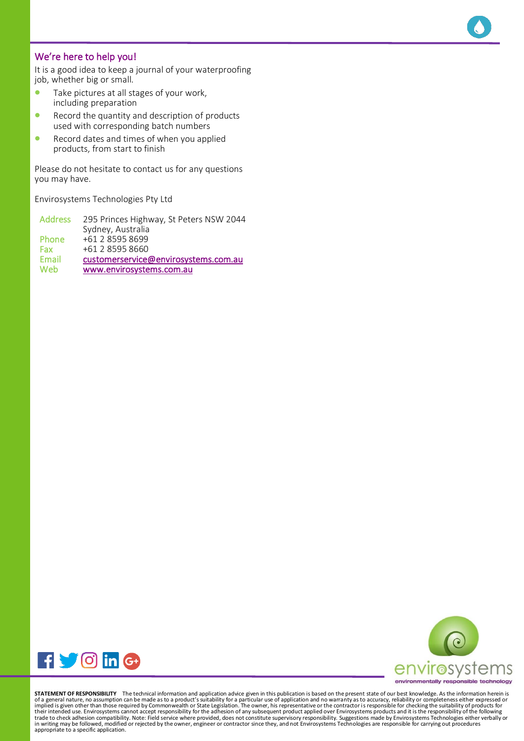## We're here to help you!

It is a good idea to keep a journal of your waterproofing job, whether big or small.

- Take pictures at all stages of your work, including preparation
- Record the quantity and description of products used with corresponding batch numbers
- Record dates and times of when you applied products, from start to finish

Please do not hesitate to contact us for any questions you may have.

Envirosystems Technologies Pty Ltd

| | |
|---|---|
| Address | 295 Princes Highway, St Peters NSW 2044 Sydney, Australia |
| Phone | +61 2 8595 8699 |
| Fax | +61 2 8595 8660 |
| Email | customerservice@envirosystems.com.au |
| Web | www.envirosystems.com.au |

envirosystems
environmentally responsible technology

**STATEMENT OF RESPONSIBILITY** The technical information and application advice given in this publication is based on the present state of our best knowledge. As the information herein is of a general nature, no assumption can be made as to a product's suitability for a particular use of application and no warranty as to accuracy, reliability or completeness either expressed or implied is given other than those required by Commonwealth or State Legislation. The owner, his representative or the contractor is responsible for checking the suitability of products for their intended use. Envirosystems cannot accept responsibility for the adhesion of any subsequent product applied over Envirosystems products and it is the responsibility of the following trade to check adhesion compatibility. Note: Field service where provided, does not constitute supervisory responsibility. Suggestions made by Envirosystems Technologies either verbally or in writing may be followed, modified or rejected by the owner, engineer or contractor since they, and not Envirosystems Technologies are responsible for carrying out procedures appropriate to a specific application.